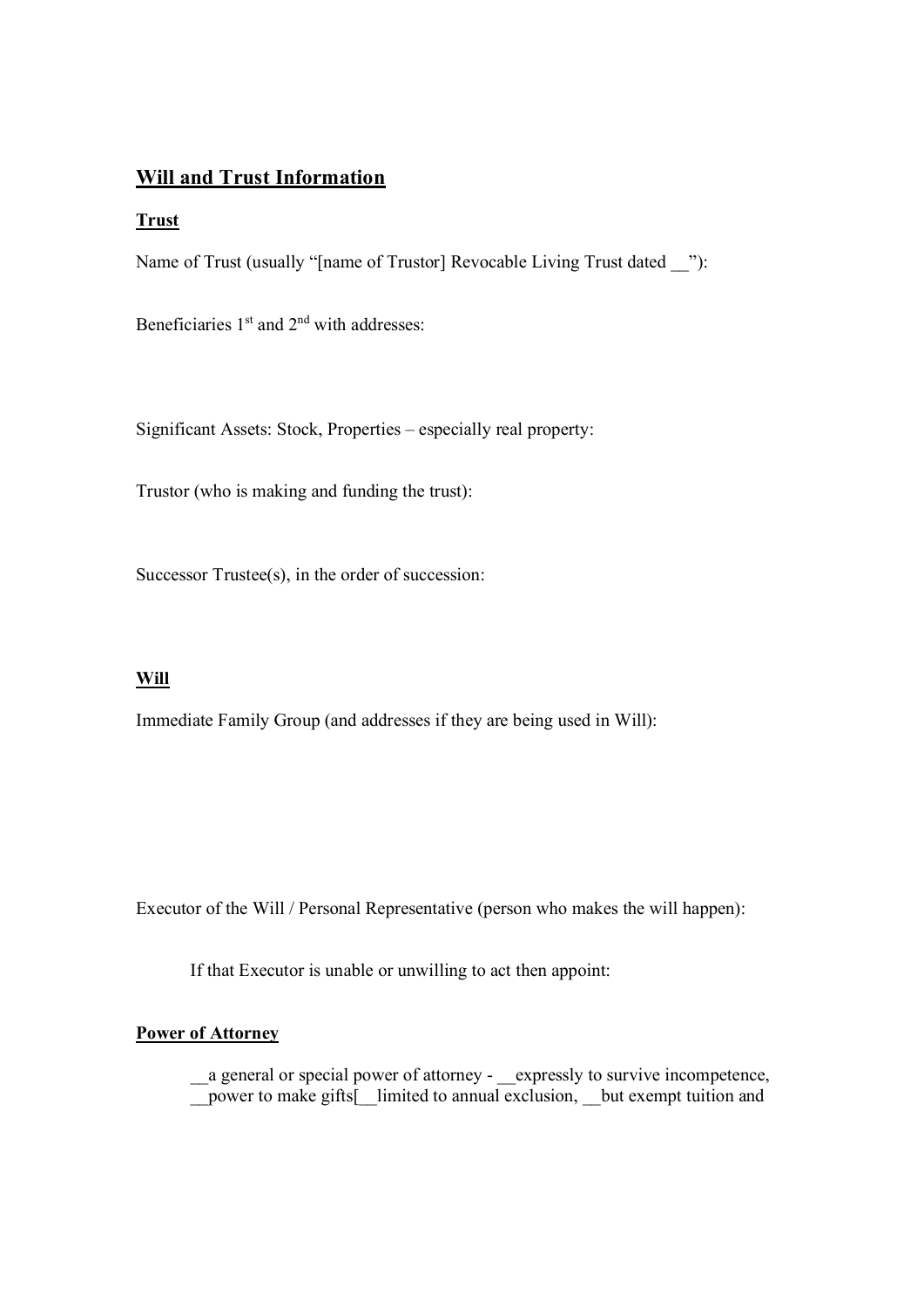## Will and Trust Information

### Trust

Name of Trust (usually "[name of Trustor] Revocable Living Trust dated __"):

Beneficiaries 1st and 2nd with addresses:

Significant Assets: Stock, Properties – especially real property:

Trustor (who is making and funding the trust):

Successor Trustee(s), in the order of succession:

### Will

Immediate Family Group (and addresses if they are being used in Will):

Executor of the Will / Personal Representative (person who makes the will happen):

If that Executor is unable or unwilling to act then appoint:

### Power of Attorney

__a general or special power of attorney - __expressly to survive incompetence, __power to make gifts[__limited to annual exclusion, __but exempt tuition and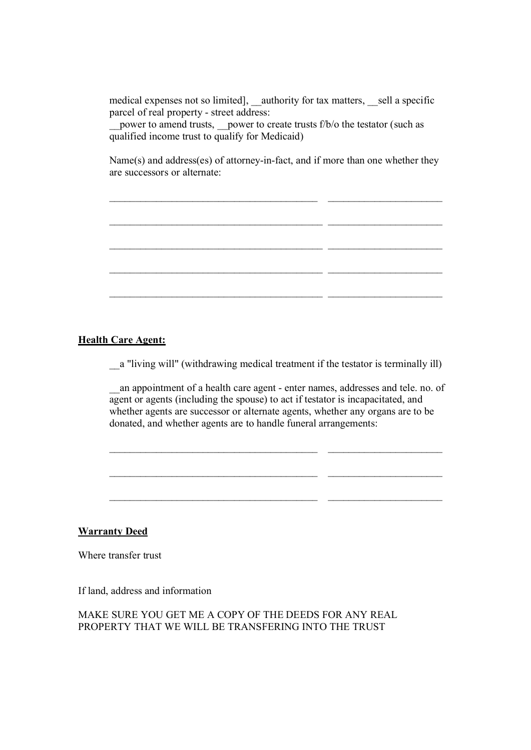medical expenses not so limited], __authority for tax matters, __sell a specific parcel of real property - street address:
__power to amend trusts, __power to create trusts f/b/o the testator (such as qualified income trust to qualify for Medicaid)

Name(s) and address(es) of attorney-in-fact, and if more than one whether they are successors or alternate:

\_\_\_\_\_\_\_\_\_\_\_\_\_\_\_\_\_\_\_\_\_\_\_\_\_\_\_\_\_\_\_\_\_\_\_\_\_\_\_\_ \_\_\_\_\_\_\_\_\_\_\_\_\_\_\_\_\_\_\_\_\_\_

\_\_\_\_\_\_\_\_\_\_\_\_\_\_\_\_\_\_\_\_\_\_\_\_\_\_\_\_\_\_\_\_\_\_\_\_\_\_\_\_ \_\_\_\_\_\_\_\_\_\_\_\_\_\_\_\_\_\_\_\_\_\_

\_\_\_\_\_\_\_\_\_\_\_\_\_\_\_\_\_\_\_\_\_\_\_\_\_\_\_\_\_\_\_\_\_\_\_\_\_\_\_\_ \_\_\_\_\_\_\_\_\_\_\_\_\_\_\_\_\_\_\_\_\_\_

\_\_\_\_\_\_\_\_\_\_\_\_\_\_\_\_\_\_\_\_\_\_\_\_\_\_\_\_\_\_\_\_\_\_\_\_\_\_\_\_ \_\_\_\_\_\_\_\_\_\_\_\_\_\_\_\_\_\_\_\_\_\_

\_\_\_\_\_\_\_\_\_\_\_\_\_\_\_\_\_\_\_\_\_\_\_\_\_\_\_\_\_\_\_\_\_\_\_\_\_\_\_\_ \_\_\_\_\_\_\_\_\_\_\_\_\_\_\_\_\_\_\_\_\_\_

**Health Care Agent:**

__a "living will" (withdrawing medical treatment if the testator is terminally ill)

__an appointment of a health care agent - enter names, addresses and tele. no. of agent or agents (including the spouse) to act if testator is incapacitated, and whether agents are successor or alternate agents, whether any organs are to be donated, and whether agents are to handle funeral arrangements:

\_\_\_\_\_\_\_\_\_\_\_\_\_\_\_\_\_\_\_\_\_\_\_\_\_\_\_\_\_\_\_\_\_\_\_\_\_\_\_\_ \_\_\_\_\_\_\_\_\_\_\_\_\_\_\_\_\_\_\_\_\_\_

\_\_\_\_\_\_\_\_\_\_\_\_\_\_\_\_\_\_\_\_\_\_\_\_\_\_\_\_\_\_\_\_\_\_\_\_\_\_\_\_ \_\_\_\_\_\_\_\_\_\_\_\_\_\_\_\_\_\_\_\_\_\_

\_\_\_\_\_\_\_\_\_\_\_\_\_\_\_\_\_\_\_\_\_\_\_\_\_\_\_\_\_\_\_\_\_\_\_\_\_\_\_\_ \_\_\_\_\_\_\_\_\_\_\_\_\_\_\_\_\_\_\_\_\_\_

**Warranty Deed**

Where transfer trust

If land, address and information

MAKE SURE YOU GET ME A COPY OF THE DEEDS FOR ANY REAL PROPERTY THAT WE WILL BE TRANSFERING INTO THE TRUST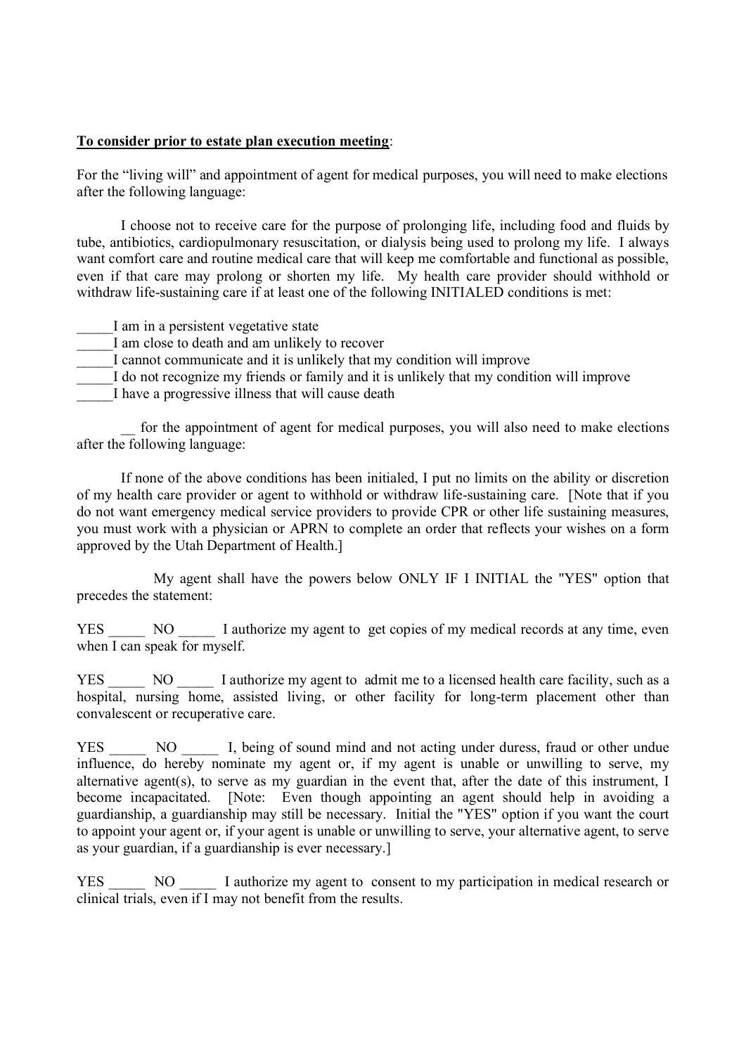**To consider prior to estate plan execution meeting**:

For the "living will" and appointment of agent for medical purposes, you will need to make elections after the following language:

I choose not to receive care for the purpose of prolonging life, including food and fluids by tube, antibiotics, cardiopulmonary resuscitation, or dialysis being used to prolong my life. I always want comfort care and routine medical care that will keep me comfortable and functional as possible, even if that care may prolong or shorten my life. My health care provider should withhold or withdraw life-sustaining care if at least one of the following INITIALED conditions is met:

_____I am in a persistent vegetative state
_____I am close to death and am unlikely to recover
_____I cannot communicate and it is unlikely that my condition will improve
_____I do not recognize my friends or family and it is unlikely that my condition will improve
_____I have a progressive illness that will cause death

__ for the appointment of agent for medical purposes, you will also need to make elections after the following language:

If none of the above conditions has been initialed, I put no limits on the ability or discretion of my health care provider or agent to withhold or withdraw life-sustaining care. [Note that if you do not want emergency medical service providers to provide CPR or other life sustaining measures, you must work with a physician or APRN to complete an order that reflects your wishes on a form approved by the Utah Department of Health.]

My agent shall have the powers below ONLY IF I INITIAL the "YES" option that precedes the statement:

YES _____ NO _____ I authorize my agent to get copies of my medical records at any time, even when I can speak for myself.

YES _____ NO _____ I authorize my agent to admit me to a licensed health care facility, such as a hospital, nursing home, assisted living, or other facility for long-term placement other than convalescent or recuperative care.

YES _____ NO _____ I, being of sound mind and not acting under duress, fraud or other undue influence, do hereby nominate my agent or, if my agent is unable or unwilling to serve, my alternative agent(s), to serve as my guardian in the event that, after the date of this instrument, I become incapacitated. [Note: Even though appointing an agent should help in avoiding a guardianship, a guardianship may still be necessary. Initial the "YES" option if you want the court to appoint your agent or, if your agent is unable or unwilling to serve, your alternative agent, to serve as your guardian, if a guardianship is ever necessary.]

YES _____ NO _____ I authorize my agent to consent to my participation in medical research or clinical trials, even if I may not benefit from the results.